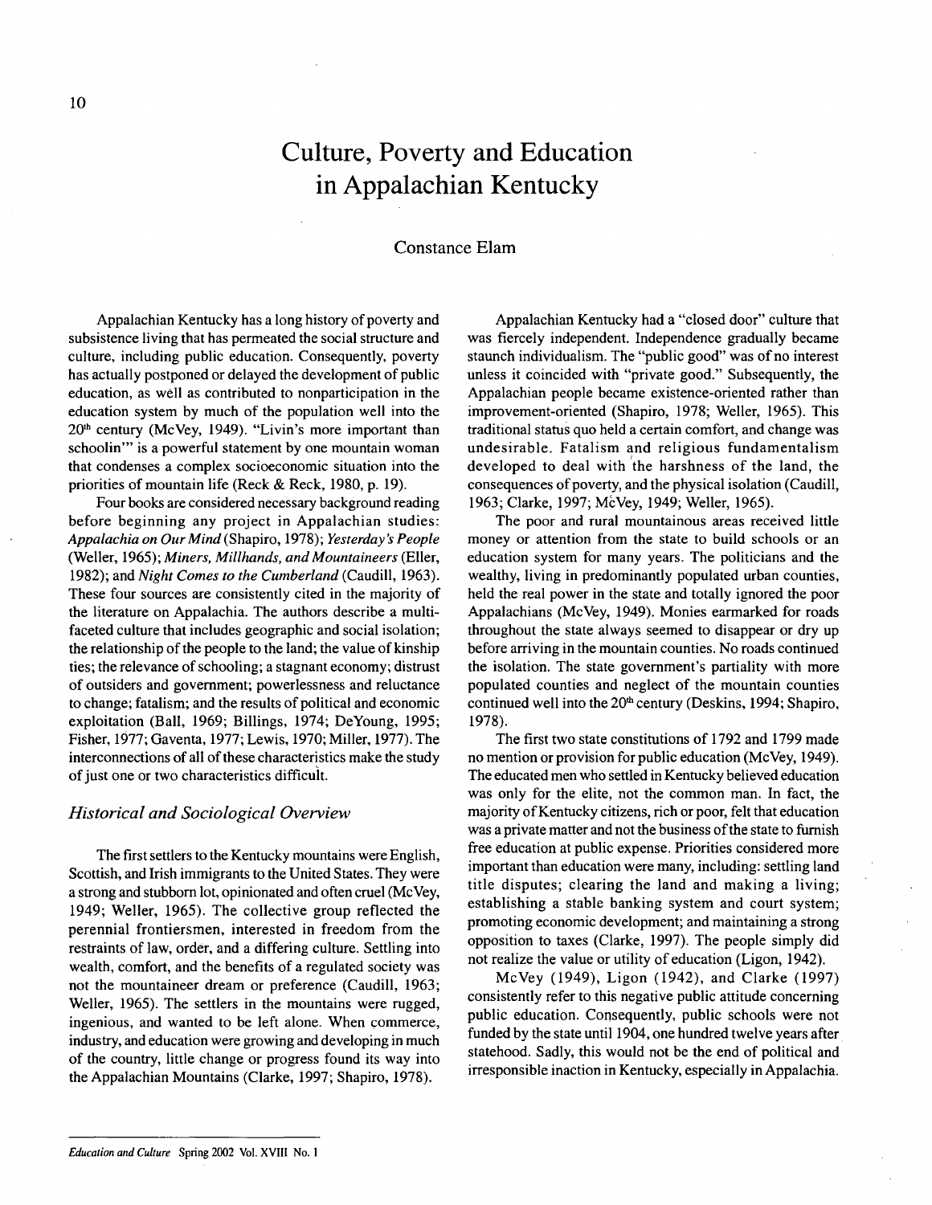# Culture, Poverty and Education in Appalachian Kentucky

Constance Elam

Appalachian Kentucky has a long history of poverty and subsistence living that has permeated the social structure and culture, including public education. Consequently, poverty has actually postponed or delayed the development of public education, as well as contributed to nonparticipation in the education system by much of the population well into the 20th century (McVey, 1949). "Livin's more important than schoolin'" is a powerful statement by one mountain woman that condenses a complex socioeconomic situation into the priorities of mountain life (Reck & Reck, 1980, p. 19).

Four books are considered necessary background reading before beginning any project in Appalachian studies: *Appalachia on Our Mind* (Shapiro, 1978); *Yesterday's People* (Weller, 1965); *Miners, Millhands, and Mountaineers* (Eller, 1982); and *Night Comes to the Cumberland* (Caudill, 1963). These four sources are consistently cited in the majority of the literature on Appalachia. The authors describe a multi-faceted culture that includes geographic and social isolation; the relationship of the people to the land; the value of kinship ties; the relevance of schooling; a stagnant economy; distrust of outsiders and government; powerlessness and reluctance to change; fatalism; and the results of political and economic exploitation (Ball, 1969; Billings, 1974; DeYoung, 1995; Fisher, 1977; Gaventa, 1977; Lewis, 1970; Miller, 1977). The interconnections of all of these characteristics make the study of just one or two characteristics difficult.

## *Historical and Sociological Overview*

The first settlers to the Kentucky mountains were English, Scottish, and Irish immigrants to the United States. They were a strong and stubborn lot, opinionated and often cruel (McVey, 1949; Weller, 1965). The collective group reflected the perennial frontiersmen, interested in freedom from the restraints of law, order, and a differing culture. Settling into wealth, comfort, and the benefits of a regulated society was not the mountaineer dream or preference (Caudill, 1963; Weller, 1965). The settlers in the mountains were rugged, ingenious, and wanted to be left alone. When commerce, industry, and education were growing and developing in much of the country, little change or progress found its way into the Appalachian Mountains (Clarke, 1997; Shapiro, 1978).

Appalachian Kentucky had a "closed door" culture that was fiercely independent. Independence gradually became staunch individualism. The "public good" was of no interest unless it coincided with "private good." Subsequently, the Appalachian people became existence-oriented rather than improvement-oriented (Shapiro, 1978; Weller, 1965). This traditional status quo held a certain comfort, and change was undesirable. Fatalism and religious fundamentalism developed to deal with the harshness of the land, the consequences of poverty, and the physical isolation (Caudill, 1963; Clarke, 1997; McVey, 1949; Weller, 1965).

The poor and rural mountainous areas received little money or attention from the state to build schools or an education system for many years. The politicians and the wealthy, living in predominantly populated urban counties, held the real power in the state and totally ignored the poor Appalachians (McVey, 1949). Monies earmarked for roads throughout the state always seemed to disappear or dry up before arriving in the mountain counties. No roads continued the isolation. The state government's partiality with more populated counties and neglect of the mountain counties continued well into the 20th century (Deskins, 1994; Shapiro, 1978).

The first two state constitutions of 1792 and 1799 made no mention or provision for public education (McVey, 1949). The educated men who settled in Kentucky believed education was only for the elite, not the common man. In fact, the majority of Kentucky citizens, rich or poor, felt that education was a private matter and not the business of the state to furnish free education at public expense. Priorities considered more important than education were many, including: settling land title disputes; clearing the land and making a living; establishing a stable banking system and court system; promoting economic development; and maintaining a strong opposition to taxes (Clarke, 1997). The people simply did not realize the value or utility of education (Ligon, 1942).

McVey (1949), Ligon (1942), and Clarke (1997) consistently refer to this negative public attitude concerning public education. Consequently, public schools were not funded by the state until 1904, one hundred twelve years after statehood. Sadly, this would not be the end of political and irresponsible inaction in Kentucky, especially in Appalachia.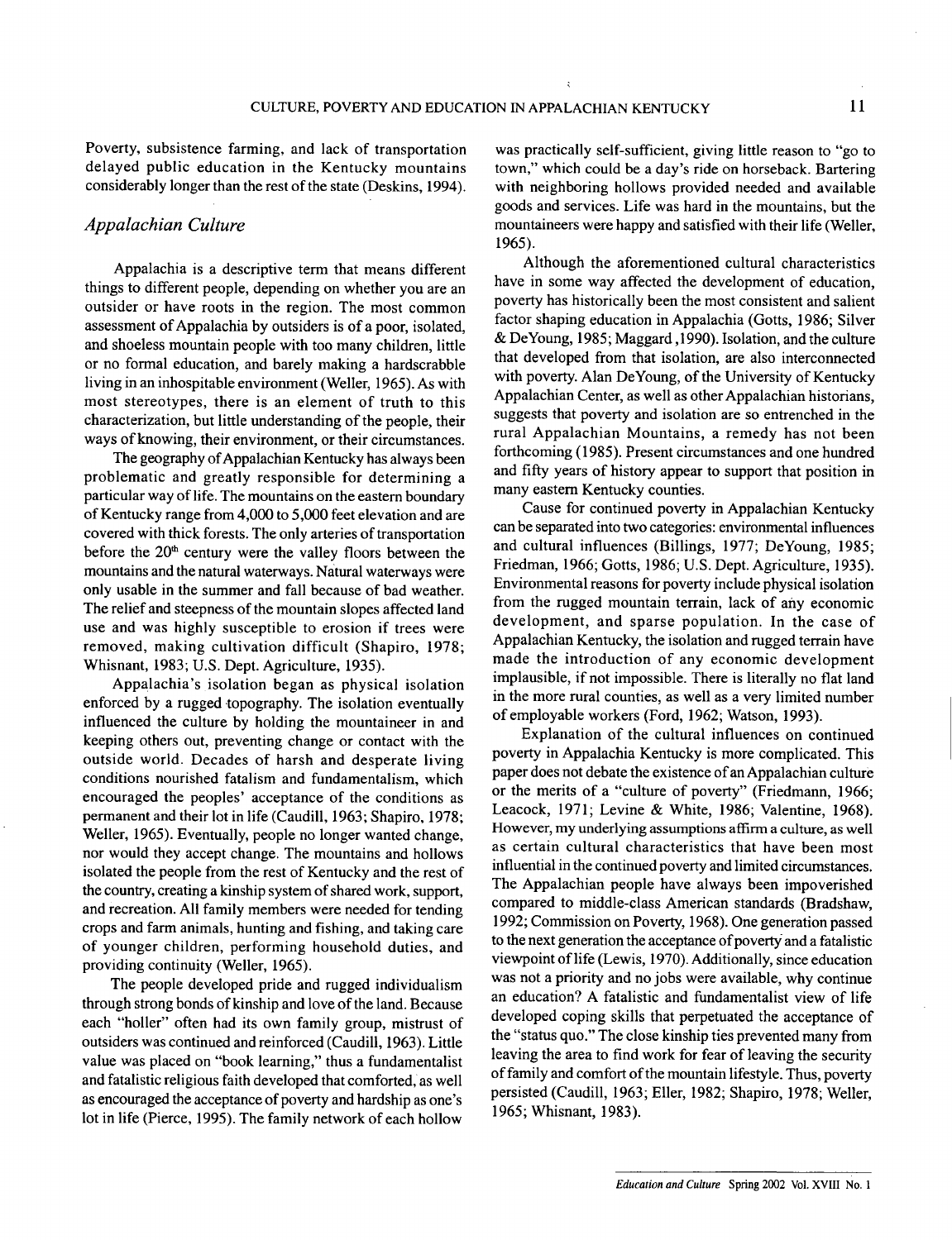Poverty, subsistence farming, and lack of transportation delayed public education in the Kentucky mountains considerably longer than the rest of the state (Deskins, 1994).

## *Appalachian Culture*

Appalachia is a descriptive term that means different things to different people, depending on whether you are an outsider or have roots in the region. The most common assessment of Appalachia by outsiders is of a poor, isolated, and shoeless mountain people with too many children, little or no formal education, and barely making a hardscrabble living in an inhospitable environment (Weller, 1965). As with most stereotypes, there is an element of truth to this characterization, but little understanding of the people, their ways of knowing, their environment, or their circumstances.

The geography of Appalachian Kentucky has always been problematic and greatly responsible for determining a particular way of life. The mountains on the eastern boundary of Kentucky range from 4,000 to 5,000 feet elevation and are covered with thick forests. The only arteries of transportation before the 20th century were the valley floors between the mountains and the natural waterways. Natural waterways were only usable in the summer and fall because of bad weather. The relief and steepness of the mountain slopes affected land use and was highly susceptible to erosion if trees were removed, making cultivation difficult (Shapiro, 1978; Whisnant, 1983; U.S. Dept. Agriculture, 1935).

Appalachia's isolation began as physical isolation enforced by a rugged topography. The isolation eventually influenced the culture by holding the mountaineer in and keeping others out, preventing change or contact with the outside world. Decades of harsh and desperate living conditions nourished fatalism and fundamentalism, which encouraged the peoples' acceptance of the conditions as permanent and their lot in life (Caudill, 1963; Shapiro, 1978; Weller, 1965). Eventually, people no longer wanted change, nor would they accept change. The mountains and hollows isolated the people from the rest of Kentucky and the rest of the country, creating a kinship system of shared work, support, and recreation. All family members were needed for tending crops and farm animals, hunting and fishing, and taking care of younger children, performing household duties, and providing continuity (Weller, 1965).

The people developed pride and rugged individualism through strong bonds of kinship and love of the land. Because each "holler" often had its own family group, mistrust of outsiders was continued and reinforced (Caudill, 1963). Little value was placed on "book learning," thus a fundamentalist and fatalistic religious faith developed that comforted, as well as encouraged the acceptance of poverty and hardship as one's lot in life (Pierce, 1995). The family network of each hollow was practically self-sufficient, giving little reason to "go to town," which could be a day's ride on horseback. Bartering with neighboring hollows provided needed and available goods and services. Life was hard in the mountains, but the mountaineers were happy and satisfied with their life (Weller, 1965).

Although the aforementioned cultural characteristics have in some way affected the development of education, poverty has historically been the most consistent and salient factor shaping education in Appalachia (Gotts, 1986; Silver & DeYoung, 1985; Maggard ,1990). Isolation, and the culture that developed from that isolation, are also interconnected with poverty. Alan DeYoung, of the University of Kentucky Appalachian Center, as well as other Appalachian historians, suggests that poverty and isolation are so entrenched in the rural Appalachian Mountains, a remedy has not been forthcoming (1985). Present circumstances and one hundred and fifty years of history appear to support that position in many eastern Kentucky counties.

Cause for continued poverty in Appalachian Kentucky can be separated into two categories: environmental influences and cultural influences (Billings, 1977; DeYoung, 1985; Friedman, 1966; Gotts, 1986; U.S. Dept. Agriculture, 1935). Environmental reasons for poverty include physical isolation from the rugged mountain terrain, lack of any economic development, and sparse population. In the case of Appalachian Kentucky, the isolation and rugged terrain have made the introduction of any economic development implausible, if not impossible. There is literally no flat land in the more rural counties, as well as a very limited number of employable workers (Ford, 1962; Watson, 1993).

Explanation of the cultural influences on continued poverty in Appalachia Kentucky is more complicated. This paper does not debate the existence of an Appalachian culture or the merits of a "culture of poverty" (Friedmann, 1966; Leacock, 1971; Levine & White, 1986; Valentine, 1968). However, my underlying assumptions affirm a culture, as well as certain cultural characteristics that have been most influential in the continued poverty and limited circumstances. The Appalachian people have always been impoverished compared to middle-class American standards (Bradshaw, 1992; Commission on Poverty, 1968). One generation passed to the next generation the acceptance of poverty and a fatalistic viewpoint of life (Lewis, 1970). Additionally, since education was not a priority and no jobs were available, why continue an education? A fatalistic and fundamentalist view of life developed coping skills that perpetuated the acceptance of the "status quo." The close kinship ties prevented many from leaving the area to find work for fear of leaving the security of family and comfort of the mountain lifestyle. Thus, poverty persisted (Caudill, 1963; Eller, 1982; Shapiro, 1978; Weller, 1965; Whisnant, 1983).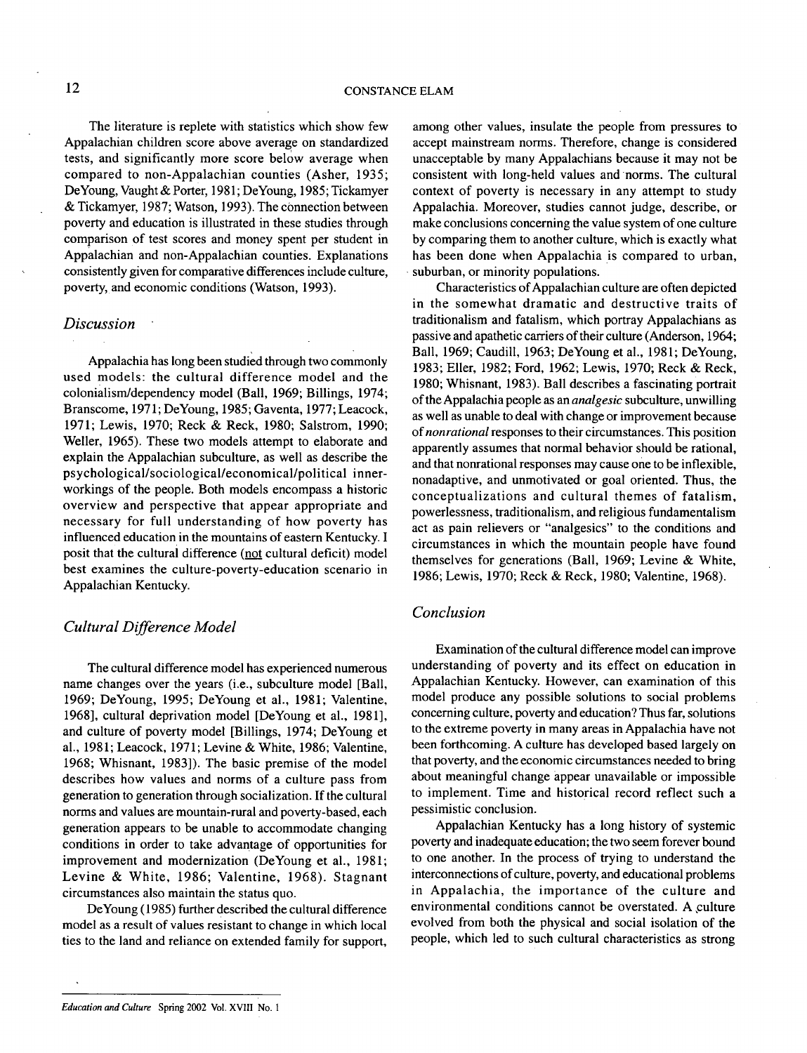The literature is replete with statistics which show few Appalachian children score above average on standardized tests, and significantly more score below average when compared to non-Appalachian counties (Asher, 1935; DeYoung, Vaught & Porter, 1981; DeYoung, 1985; Tickamyer & Tickamyer, 1987; Watson, 1993). The connection between poverty and education is illustrated in these studies through comparison of test scores and money spent per student in Appalachian and non-Appalachian counties. Explanations consistently given for comparative differences include culture, poverty, and economic conditions (Watson, 1993).

## *Discussion*

Appalachia has long been studied through two commonly used models: the cultural difference model and the colonialism/dependency model (Ball, 1969; Billings, 1974; Branscome, 1971; DeYoung, 1985; Gaventa, 1977; Leacock, 1971; Lewis, 1970; Reck & Reck, 1980; Salstrom, 1990; Weller, 1965). These two models attempt to elaborate and explain the Appalachian subculture, as well as describe the psychological/sociological/economical/political inner-workings of the people. Both models encompass a historic overview and perspective that appear appropriate and necessary for full understanding of how poverty has influenced education in the mountains of eastern Kentucky. I posit that the cultural difference (<u>not</u> cultural deficit) model best examines the culture-poverty-education scenario in Appalachian Kentucky.

## *Cultural Difference Model*

The cultural difference model has experienced numerous name changes over the years (i.e., subculture model [Ball, 1969; DeYoung, 1995; DeYoung et al., 1981; Valentine, 1968], cultural deprivation model [DeYoung et al., 1981], and culture of poverty model [Billings, 1974; DeYoung et al., 1981; Leacock, 1971; Levine & White, 1986; Valentine, 1968; Whisnant, 1983]). The basic premise of the model describes how values and norms of a culture pass from generation to generation through socialization. If the cultural norms and values are mountain-rural and poverty-based, each generation appears to be unable to accommodate changing conditions in order to take advantage of opportunities for improvement and modernization (DeYoung et al., 1981; Levine & White, 1986; Valentine, 1968). Stagnant circumstances also maintain the status quo.

DeYoung (1985) further described the cultural difference model as a result of values resistant to change in which local ties to the land and reliance on extended family for support, among other values, insulate the people from pressures to accept mainstream norms. Therefore, change is considered unacceptable by many Appalachians because it may not be consistent with long-held values and norms. The cultural context of poverty is necessary in any attempt to study Appalachia. Moreover, studies cannot judge, describe, or make conclusions concerning the value system of one culture by comparing them to another culture, which is exactly what has been done when Appalachia is compared to urban, suburban, or minority populations.

Characteristics of Appalachian culture are often depicted in the somewhat dramatic and destructive traits of traditionalism and fatalism, which portray Appalachians as passive and apathetic carriers of their culture (Anderson, 1964; Ball, 1969; Caudill, 1963; DeYoung et al., 1981; DeYoung, 1983; Eller, 1982; Ford, 1962; Lewis, 1970; Reck & Reck, 1980; Whisnant, 1983). Ball describes a fascinating portrait of the Appalachia people as an *analgesic* subculture, unwilling as well as unable to deal with change or improvement because of *nonrational* responses to their circumstances. This position apparently assumes that normal behavior should be rational, and that nonrational responses may cause one to be inflexible, nonadaptive, and unmotivated or goal oriented. Thus, the conceptualizations and cultural themes of fatalism, powerlessness, traditionalism, and religious fundamentalism act as pain relievers or "analgesics" to the conditions and circumstances in which the mountain people have found themselves for generations (Ball, 1969; Levine & White, 1986; Lewis, 1970; Reck & Reck, 1980; Valentine, 1968).

## *Conclusion*

Examination of the cultural difference model can improve understanding of poverty and its effect on education in Appalachian Kentucky. However, can examination of this model produce any possible solutions to social problems concerning culture, poverty and education? Thus far, solutions to the extreme poverty in many areas in Appalachia have not been forthcoming. A culture has developed based largely on that poverty, and the economic circumstances needed to bring about meaningful change appear unavailable or impossible to implement. Time and historical record reflect such a pessimistic conclusion.

Appalachian Kentucky has a long history of systemic poverty and inadequate education; the two seem forever bound to one another. In the process of trying to understand the interconnections of culture, poverty, and educational problems in Appalachia, the importance of the culture and environmental conditions cannot be overstated. A culture evolved from both the physical and social isolation of the people, which led to such cultural characteristics as strong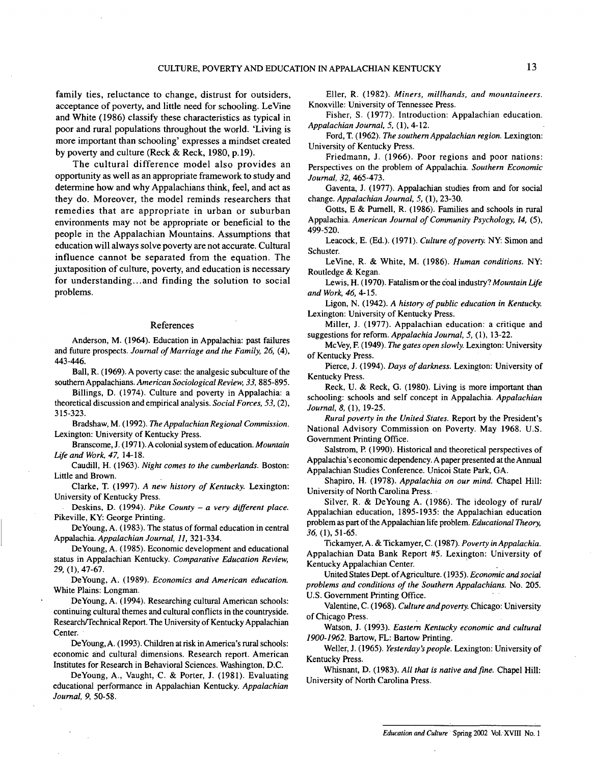family ties, reluctance to change, distrust for outsiders, acceptance of poverty, and little need for schooling. LeVine and White (1986) classify these characteristics as typical in poor and rural populations throughout the world. 'Living is more important than schooling' expresses a mindset created by poverty and culture (Reck & Reck, 1980, p.19).

The cultural difference model also provides an opportunity as well as an appropriate framework to study and determine how and why Appalachians think, feel, and act as they do. Moreover, the model reminds researchers that remedies that are appropriate in urban or suburban environments may not be appropriate or beneficial to the people in the Appalachian Mountains. Assumptions that education will always solve poverty are not accurate. Cultural influence cannot be separated from the equation. The juxtaposition of culture, poverty, and education is necessary for understanding...and finding the solution to social problems.

## References

Anderson, M. (1964). Education in Appalachia: past failures and future prospects. *Journal of Marriage and the Family, 26,* (4), 443-446.

Ball, R. (1969). A poverty case: the analgesic subculture of the southern Appalachians. *American Sociological Review, 33,* 885-895.

Billings, D. (1974). Culture and poverty in Appalachia: a theoretical discussion and empirical analysis. *Social Forces, 53,* (2), 315-323.

Bradshaw, M. (1992). *The Appalachian Regional Commission.* Lexington: University of Kentucky Press.

Branscome, J. (1971). A colonial system of education. *Mountain Life and Work, 47,* 14-18.

Caudill, H. (1963). *Night comes to the cumberlands.* Boston: Little and Brown.

Clarke, T. (1997). *A new history of Kentucky.* Lexington: University of Kentucky Press.

Deskins, D. (1994). *Pike County – a very different place.* Pikeville, KY: George Printing.

DeYoung, A. (1983). The status of formal education in central Appalachia. *Appalachian Journal, 11,* 321-334.

DeYoung, A. (1985). Economic development and educational status in Appalachian Kentucky. *Comparative Education Review, 29,* (1), 47-67.

DeYoung, A. (1989). *Economics and American education.* White Plains: Longman.

DeYoung, A. (1994). Researching cultural American schools: continuing cultural themes and cultural conflicts in the countryside. Research/Technical Report. The University of Kentucky Appalachian Center.

DeYoung, A. (1993). Children at risk in America's rural schools: economic and cultural dimensions. Research report. American Institutes for Research in Behavioral Sciences. Washington, D.C.

DeYoung, A., Vaught, C. & Porter, J. (1981). Evaluating educational performance in Appalachian Kentucky. *Appalachian Journal, 9,* 50-58.

Eller, R. (1982). *Miners, millhands, and mountaineers.* Knoxville: University of Tennessee Press.

Fisher, S. (1977). Introduction: Appalachian education. *Appalachian Journal, 5,* (1), 4-12.

Ford, T. (1962). *The southern Appalachian region.* Lexington: University of Kentucky Press.

Friedmann, J. (1966). Poor regions and poor nations: Perspectives on the problem of Appalachia. *Southern Economic Journal, 32,* 465-473.

Gaventa, J. (1977). Appalachian studies from and for social change. *Appalachian Journal, 5,* (1), 23-30.

Gotts, E & Purnell, R. (1986). Families and schools in rural Appalachia. *American Journal of Community Psychology, 14,* (5), 499-520.

Leacock, E. (Ed.). (1971). *Culture of poverty.* NY: Simon and Schuster.

LeVine, R. & White, M. (1986). *Human conditions.* NY: Routledge & Kegan.

Lewis, H. (1970). Fatalism or the coal industry? *Mountain Life and Work, 46,* 4-15.

Ligon, N. (1942). *A history of public education in Kentucky.* Lexington: University of Kentucky Press.

Miller, J. (1977). Appalachian education: a critique and suggestions for reform. *Appalachia Journal, 5,* (1), 13-22.

McVey, F. (1949). *The gates open slowly.* Lexington: University of Kentucky Press.

Pierce, J. (1994). *Days of darkness.* Lexington: University of Kentucky Press.

Reck, U. & Reck, G. (1980). Living is more important than schooling: schools and self concept in Appalachia. *Appalachian Journal, 8,* (1), 19-25.

*Rural poverty in the United States.* Report by the President's National Advisory Commission on Poverty. May 1968. U.S. Government Printing Office.

Salstrom, P. (1990). Historical and theoretical perspectives of Appalachia's economic dependency. A paper presented at the Annual Appalachian Studies Conference. Unicoi State Park, GA.

Shapiro, H. (1978). *Appalachia on our mind.* Chapel Hill: University of North Carolina Press.

Silver, R. & DeYoung A. (1986). The ideology of rural/ Appalachian education, 1895-1935: the Appalachian education problem as part of the Appalachian life problem. *Educational Theory, 36,* (1), 51-65.

Tickamyer, A. & Tickamyer, C. (1987). *Poverty in Appalachia.* Appalachian Data Bank Report #5. Lexington: University of Kentucky Appalachian Center.

United States Dept. of Agriculture. (1935). *Economic and social problems and conditions of the Southern Appalachians.* No. 205. U.S. Government Printing Office.

Valentine, C. (1968). *Culture and poverty.* Chicago: University of Chicago Press.

Watson, J. (1993). *Eastern Kentucky economic and cultural 1900-1962.* Bartow, FL: Bartow Printing.

Weller, J. (1965). *Yesterday's people.* Lexington: University of Kentucky Press.

Whisnant, D. (1983). *All that is native and fine.* Chapel Hill: University of North Carolina Press.